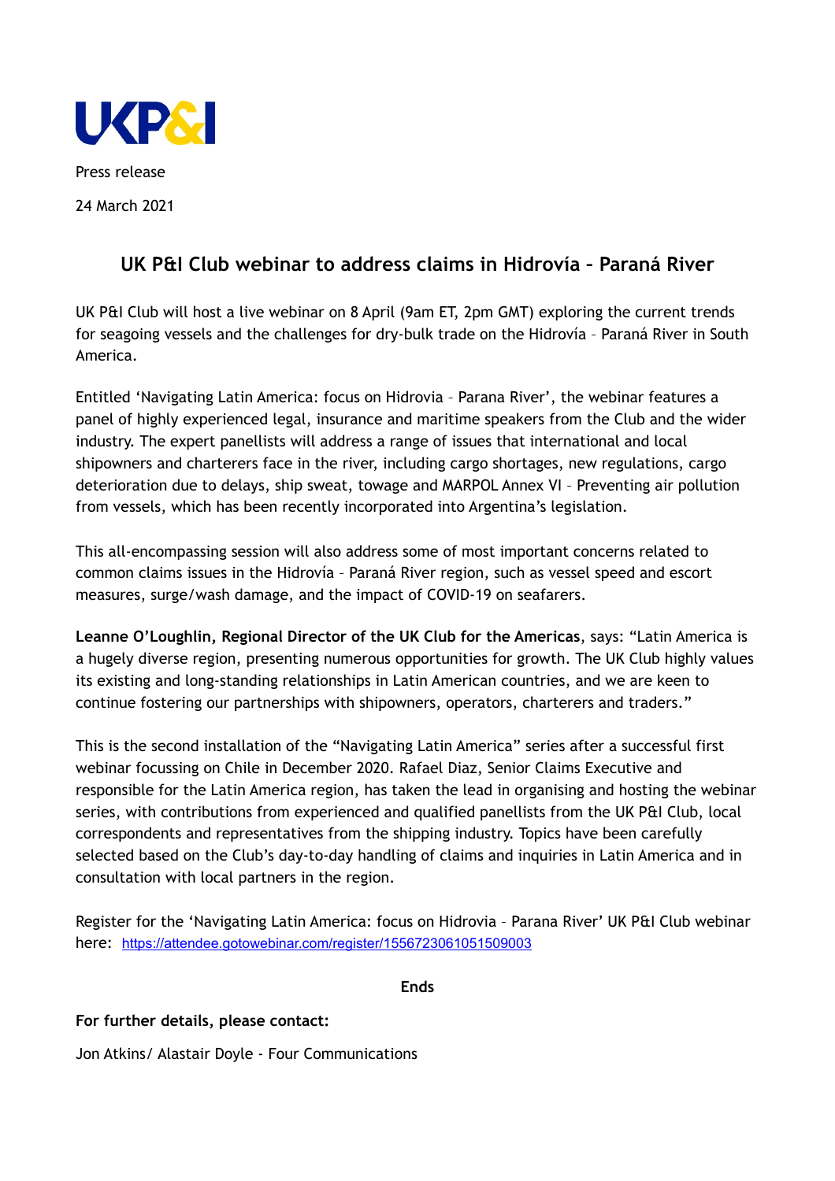UKP&I

Press release

24 March 2021

# UK P&I Club webinar to address claims in Hidrovía – Paraná River

UK P&I Club will host a live webinar on 8 April (9am ET, 2pm GMT) exploring the current trends for seagoing vessels and the challenges for dry-bulk trade on the Hidrovía – Paraná River in South America.

Entitled 'Navigating Latin America: focus on Hidrovia – Parana River', the webinar features a panel of highly experienced legal, insurance and maritime speakers from the Club and the wider industry. The expert panellists will address a range of issues that international and local shipowners and charterers face in the river, including cargo shortages, new regulations, cargo deterioration due to delays, ship sweat, towage and MARPOL Annex VI – Preventing air pollution from vessels, which has been recently incorporated into Argentina's legislation.

This all-encompassing session will also address some of most important concerns related to common claims issues in the Hidrovía – Paraná River region, such as vessel speed and escort measures, surge/wash damage, and the impact of COVID-19 on seafarers.

**Leanne O'Loughlin, Regional Director of the UK Club for the Americas**, says: "Latin America is a hugely diverse region, presenting numerous opportunities for growth. The UK Club highly values its existing and long-standing relationships in Latin American countries, and we are keen to continue fostering our partnerships with shipowners, operators, charterers and traders."

This is the second installation of the "Navigating Latin America" series after a successful first webinar focussing on Chile in December 2020. Rafael Diaz, Senior Claims Executive and responsible for the Latin America region, has taken the lead in organising and hosting the webinar series, with contributions from experienced and qualified panellists from the UK P&I Club, local correspondents and representatives from the shipping industry. Topics have been carefully selected based on the Club's day-to-day handling of claims and inquiries in Latin America and in consultation with local partners in the region.

Register for the 'Navigating Latin America: focus on Hidrovia – Parana River' UK P&I Club webinar here: https://attendee.gotowebinar.com/register/1556723061051509003

**Ends**

**For further details, please contact:**

Jon Atkins/ Alastair Doyle - Four Communications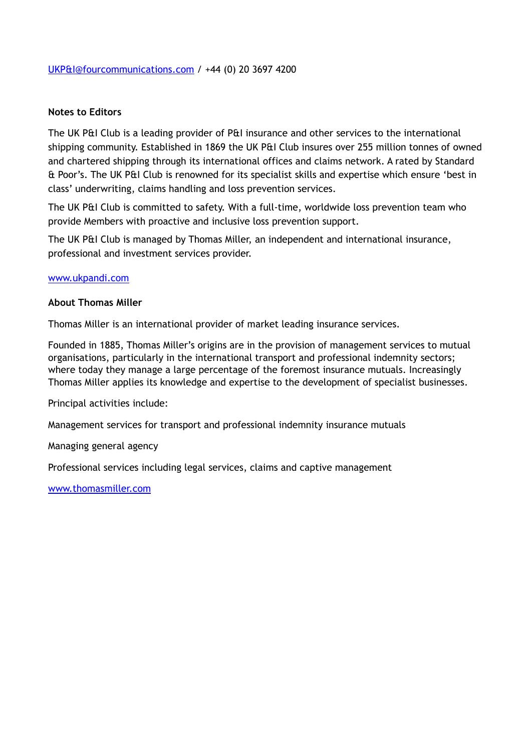UKP&I@fourcommunications.com / +44 (0) 20 3697 4200

**Notes to Editors**

The UK P&I Club is a leading provider of P&I insurance and other services to the international shipping community. Established in 1869 the UK P&I Club insures over 255 million tonnes of owned and chartered shipping through its international offices and claims network. A rated by Standard & Poor's. The UK P&I Club is renowned for its specialist skills and expertise which ensure 'best in class' underwriting, claims handling and loss prevention services.

The UK P&I Club is committed to safety. With a full-time, worldwide loss prevention team who provide Members with proactive and inclusive loss prevention support.

The UK P&I Club is managed by Thomas Miller, an independent and international insurance, professional and investment services provider.

www.ukpandi.com

**About Thomas Miller**

Thomas Miller is an international provider of market leading insurance services.

Founded in 1885, Thomas Miller's origins are in the provision of management services to mutual organisations, particularly in the international transport and professional indemnity sectors; where today they manage a large percentage of the foremost insurance mutuals. Increasingly Thomas Miller applies its knowledge and expertise to the development of specialist businesses.

Principal activities include:

Management services for transport and professional indemnity insurance mutuals

Managing general agency

Professional services including legal services, claims and captive management

www.thomasmiller.com